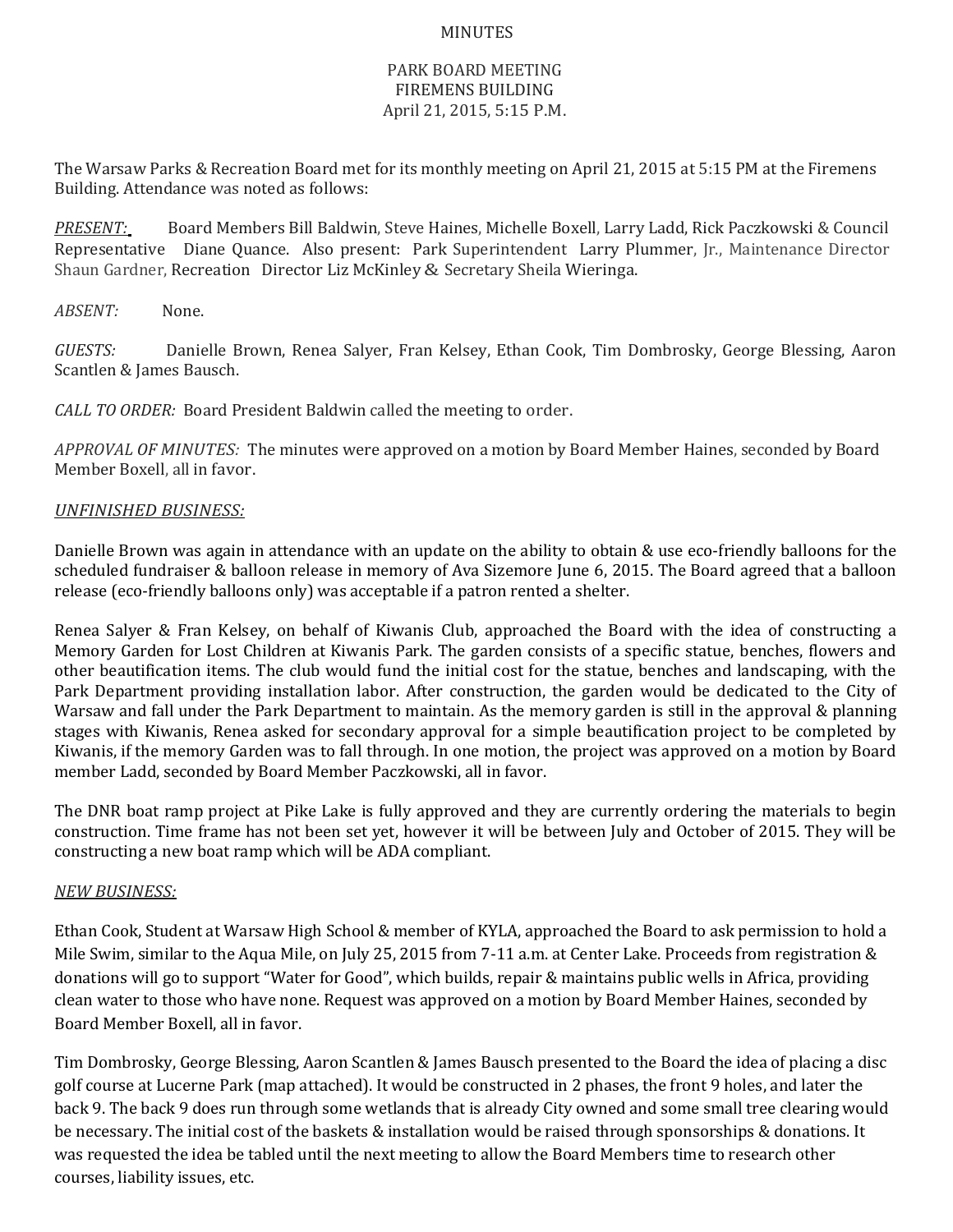MINUTES

PARK BOARD MEETING
FIREMENS BUILDING
April 21, 2015, 5:15 P.M.

The Warsaw Parks & Recreation Board met for its monthly meeting on April 21, 2015 at 5:15 PM at the Firemens Building. Attendance was noted as follows:

*PRESENT:* Board Members Bill Baldwin, Steve Haines, Michelle Boxell, Larry Ladd, Rick Paczkowski & Council Representative Diane Quance. Also present: Park Superintendent Larry Plummer, Jr., Maintenance Director Shaun Gardner, Recreation Director Liz McKinley & Secretary Sheila Wieringa.

*ABSENT:* None.

*GUESTS:* Danielle Brown, Renea Salyer, Fran Kelsey, Ethan Cook, Tim Dombrosky, George Blessing, Aaron Scantlen & James Bausch.

*CALL TO ORDER:* Board President Baldwin called the meeting to order.

*APPROVAL OF MINUTES:* The minutes were approved on a motion by Board Member Haines, seconded by Board Member Boxell, all in favor.

*UNFINISHED BUSINESS:*

Danielle Brown was again in attendance with an update on the ability to obtain & use eco-friendly balloons for the scheduled fundraiser & balloon release in memory of Ava Sizemore June 6, 2015. The Board agreed that a balloon release (eco-friendly balloons only) was acceptable if a patron rented a shelter.

Renea Salyer & Fran Kelsey, on behalf of Kiwanis Club, approached the Board with the idea of constructing a Memory Garden for Lost Children at Kiwanis Park. The garden consists of a specific statue, benches, flowers and other beautification items. The club would fund the initial cost for the statue, benches and landscaping, with the Park Department providing installation labor. After construction, the garden would be dedicated to the City of Warsaw and fall under the Park Department to maintain. As the memory garden is still in the approval & planning stages with Kiwanis, Renea asked for secondary approval for a simple beautification project to be completed by Kiwanis, if the memory Garden was to fall through. In one motion, the project was approved on a motion by Board member Ladd, seconded by Board Member Paczkowski, all in favor.

The DNR boat ramp project at Pike Lake is fully approved and they are currently ordering the materials to begin construction. Time frame has not been set yet, however it will be between July and October of 2015. They will be constructing a new boat ramp which will be ADA compliant.

*NEW BUSINESS:*

Ethan Cook, Student at Warsaw High School & member of KYLA, approached the Board to ask permission to hold a Mile Swim, similar to the Aqua Mile, on July 25, 2015 from 7-11 a.m. at Center Lake. Proceeds from registration & donations will go to support "Water for Good", which builds, repair & maintains public wells in Africa, providing clean water to those who have none. Request was approved on a motion by Board Member Haines, seconded by Board Member Boxell, all in favor.

Tim Dombrosky, George Blessing, Aaron Scantlen & James Bausch presented to the Board the idea of placing a disc golf course at Lucerne Park (map attached). It would be constructed in 2 phases, the front 9 holes, and later the back 9. The back 9 does run through some wetlands that is already City owned and some small tree clearing would be necessary. The initial cost of the baskets & installation would be raised through sponsorships & donations. It was requested the idea be tabled until the next meeting to allow the Board Members time to research other courses, liability issues, etc.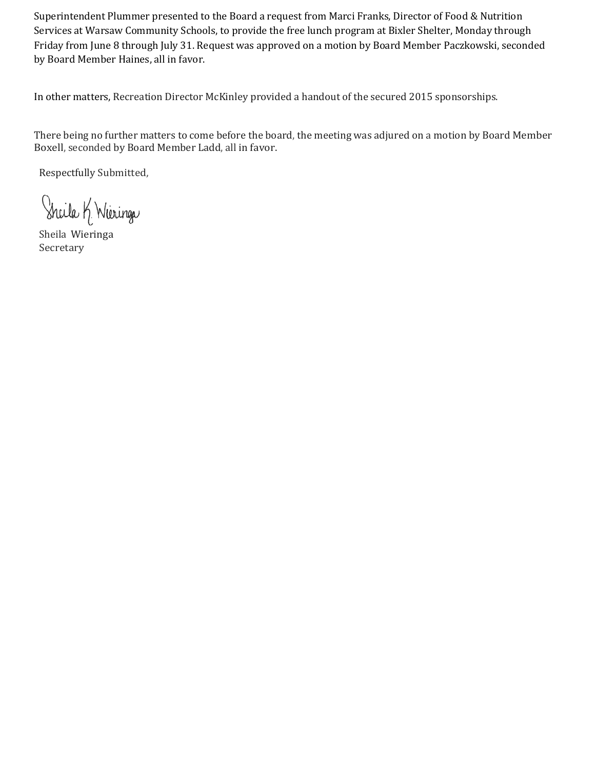Superintendent Plummer presented to the Board a request from Marci Franks, Director of Food & Nutrition Services at Warsaw Community Schools, to provide the free lunch program at Bixler Shelter, Monday through Friday from June 8 through July 31. Request was approved on a motion by Board Member Paczkowski, seconded by Board Member Haines, all in favor.

In other matters, Recreation Director McKinley provided a handout of the secured 2015 sponsorships.

There being no further matters to come before the board, the meeting was adjured on a motion by Board Member Boxell, seconded by Board Member Ladd, all in favor.

Respectfully Submitted,

Sheila K. Wieringa

Sheila Wieringa
Secretary